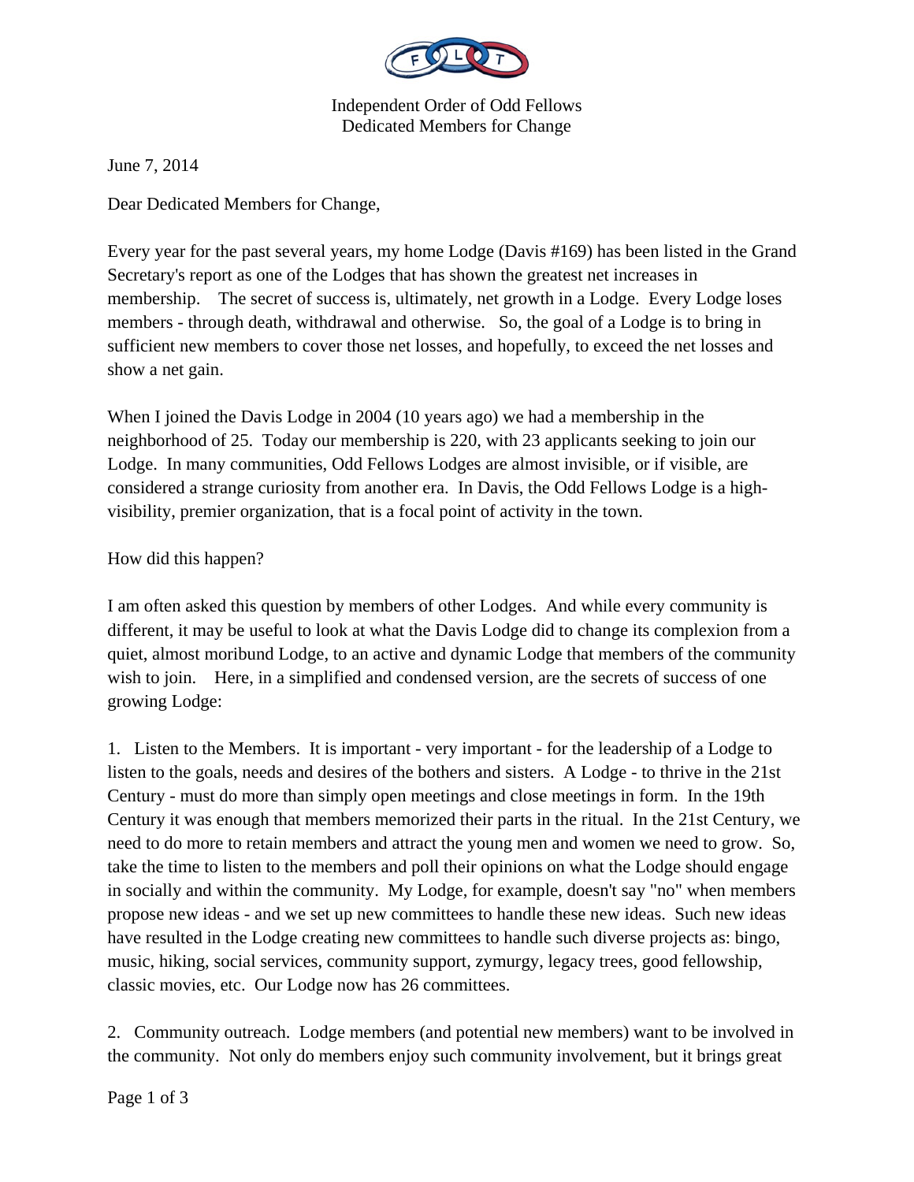Independent Order of Odd Fellows
Dedicated Members for Change

June 7, 2014

Dear Dedicated Members for Change,

Every year for the past several years, my home Lodge (Davis #169) has been listed in the Grand Secretary's report as one of the Lodges that has shown the greatest net increases in membership. The secret of success is, ultimately, net growth in a Lodge. Every Lodge loses members - through death, withdrawal and otherwise. So, the goal of a Lodge is to bring in sufficient new members to cover those net losses, and hopefully, to exceed the net losses and show a net gain.

When I joined the Davis Lodge in 2004 (10 years ago) we had a membership in the neighborhood of 25. Today our membership is 220, with 23 applicants seeking to join our Lodge. In many communities, Odd Fellows Lodges are almost invisible, or if visible, are considered a strange curiosity from another era. In Davis, the Odd Fellows Lodge is a high-visibility, premier organization, that is a focal point of activity in the town.

How did this happen?

I am often asked this question by members of other Lodges. And while every community is different, it may be useful to look at what the Davis Lodge did to change its complexion from a quiet, almost moribund Lodge, to an active and dynamic Lodge that members of the community wish to join. Here, in a simplified and condensed version, are the secrets of success of one growing Lodge:

1. Listen to the Members. It is important - very important - for the leadership of a Lodge to listen to the goals, needs and desires of the bothers and sisters. A Lodge - to thrive in the 21st Century - must do more than simply open meetings and close meetings in form. In the 19th Century it was enough that members memorized their parts in the ritual. In the 21st Century, we need to do more to retain members and attract the young men and women we need to grow. So, take the time to listen to the members and poll their opinions on what the Lodge should engage in socially and within the community. My Lodge, for example, doesn't say "no" when members propose new ideas - and we set up new committees to handle these new ideas. Such new ideas have resulted in the Lodge creating new committees to handle such diverse projects as: bingo, music, hiking, social services, community support, zymurgy, legacy trees, good fellowship, classic movies, etc. Our Lodge now has 26 committees.

2. Community outreach. Lodge members (and potential new members) want to be involved in the community. Not only do members enjoy such community involvement, but it brings great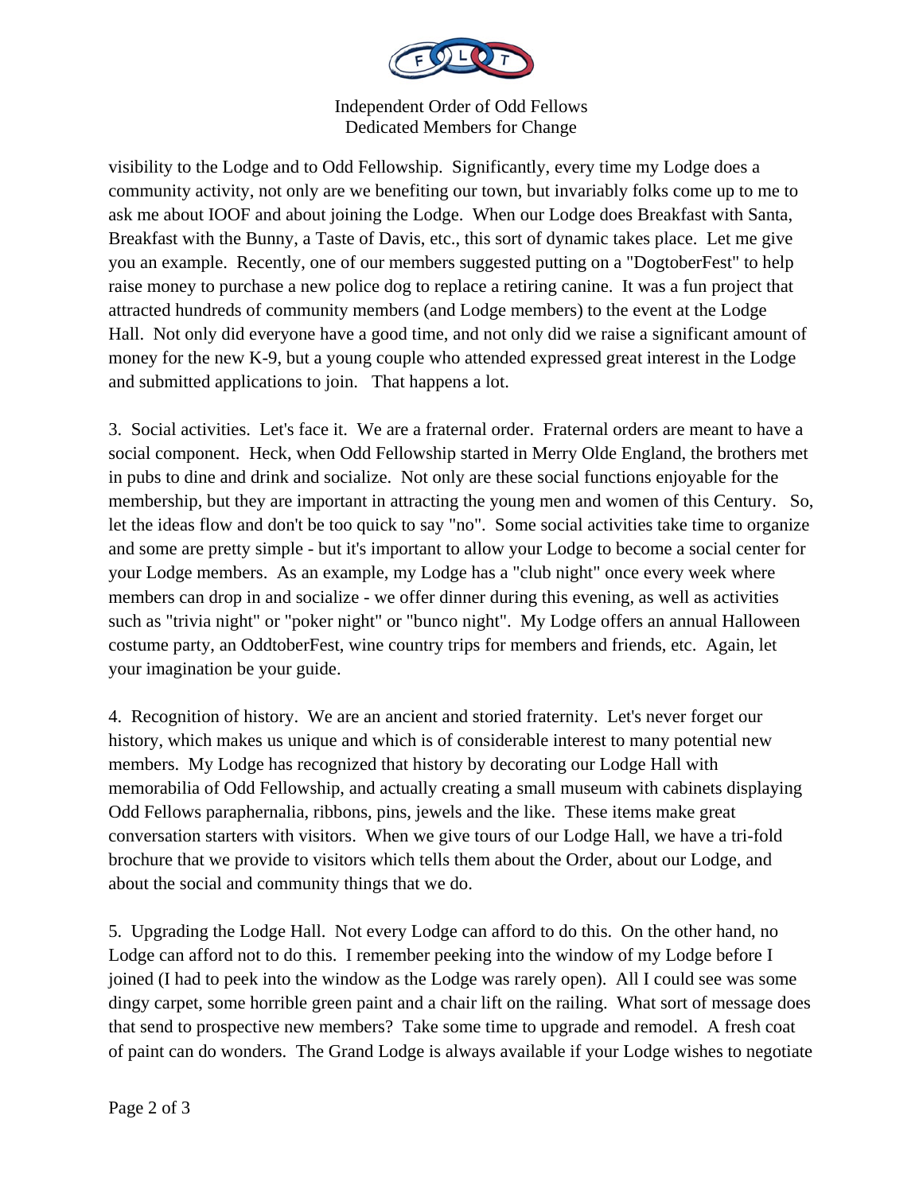visibility to the Lodge and to Odd Fellowship. Significantly, every time my Lodge does a community activity, not only are we benefiting our town, but invariably folks come up to me to ask me about IOOF and about joining the Lodge. When our Lodge does Breakfast with Santa, Breakfast with the Bunny, a Taste of Davis, etc., this sort of dynamic takes place. Let me give you an example. Recently, one of our members suggested putting on a "DogtoberFest" to help raise money to purchase a new police dog to replace a retiring canine. It was a fun project that attracted hundreds of community members (and Lodge members) to the event at the Lodge Hall. Not only did everyone have a good time, and not only did we raise a significant amount of money for the new K-9, but a young couple who attended expressed great interest in the Lodge and submitted applications to join. That happens a lot.

3. Social activities. Let's face it. We are a fraternal order. Fraternal orders are meant to have a social component. Heck, when Odd Fellowship started in Merry Olde England, the brothers met in pubs to dine and drink and socialize. Not only are these social functions enjoyable for the membership, but they are important in attracting the young men and women of this Century. So, let the ideas flow and don't be too quick to say "no". Some social activities take time to organize and some are pretty simple - but it's important to allow your Lodge to become a social center for your Lodge members. As an example, my Lodge has a "club night" once every week where members can drop in and socialize - we offer dinner during this evening, as well as activities such as "trivia night" or "poker night" or "bunco night". My Lodge offers an annual Halloween costume party, an OddtoberFest, wine country trips for members and friends, etc. Again, let your imagination be your guide.

4. Recognition of history. We are an ancient and storied fraternity. Let's never forget our history, which makes us unique and which is of considerable interest to many potential new members. My Lodge has recognized that history by decorating our Lodge Hall with memorabilia of Odd Fellowship, and actually creating a small museum with cabinets displaying Odd Fellows paraphernalia, ribbons, pins, jewels and the like. These items make great conversation starters with visitors. When we give tours of our Lodge Hall, we have a tri-fold brochure that we provide to visitors which tells them about the Order, about our Lodge, and about the social and community things that we do.

5. Upgrading the Lodge Hall. Not every Lodge can afford to do this. On the other hand, no Lodge can afford not to do this. I remember peeking into the window of my Lodge before I joined (I had to peek into the window as the Lodge was rarely open). All I could see was some dingy carpet, some horrible green paint and a chair lift on the railing. What sort of message does that send to prospective new members? Take some time to upgrade and remodel. A fresh coat of paint can do wonders. The Grand Lodge is always available if your Lodge wishes to negotiate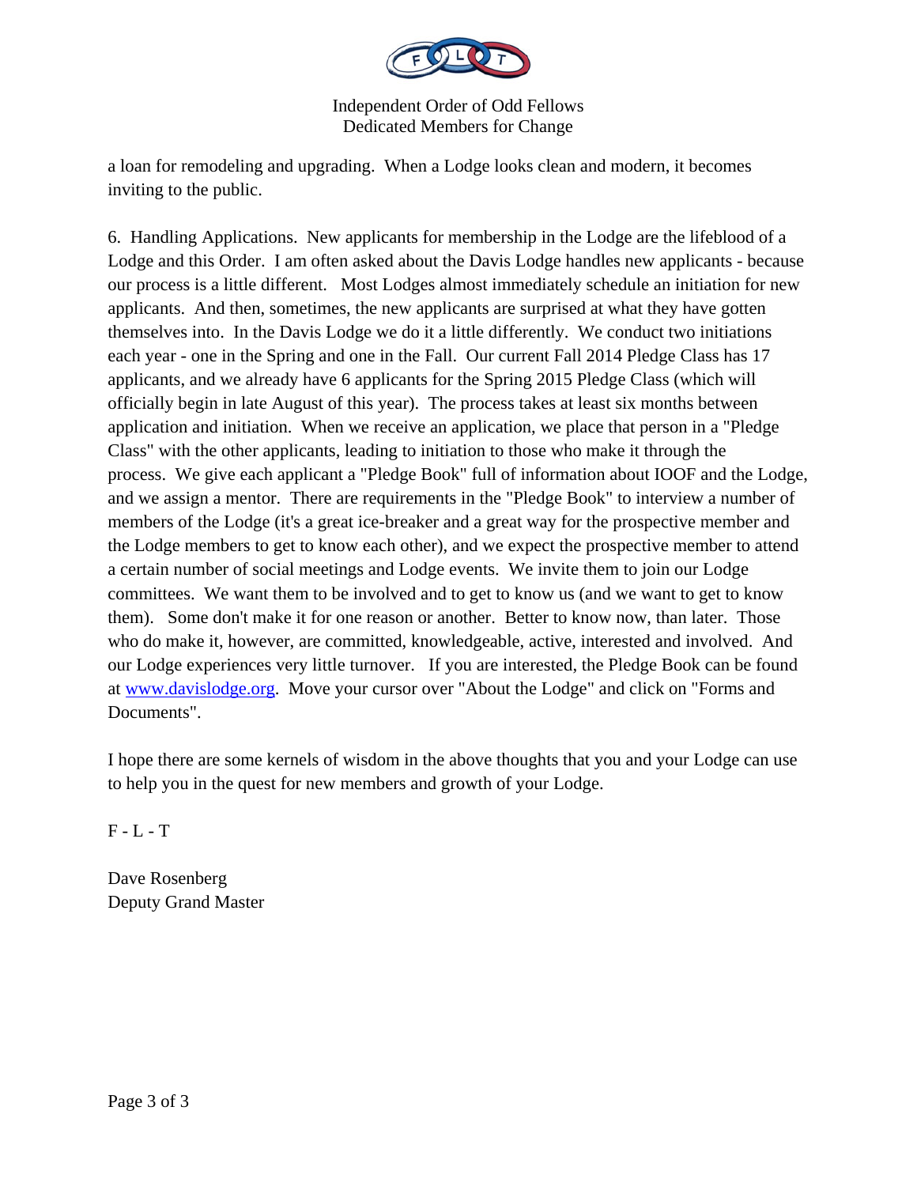a loan for remodeling and upgrading. When a Lodge looks clean and modern, it becomes inviting to the public.

6. Handling Applications. New applicants for membership in the Lodge are the lifeblood of a Lodge and this Order. I am often asked about the Davis Lodge handles new applicants - because our process is a little different. Most Lodges almost immediately schedule an initiation for new applicants. And then, sometimes, the new applicants are surprised at what they have gotten themselves into. In the Davis Lodge we do it a little differently. We conduct two initiations each year - one in the Spring and one in the Fall. Our current Fall 2014 Pledge Class has 17 applicants, and we already have 6 applicants for the Spring 2015 Pledge Class (which will officially begin in late August of this year). The process takes at least six months between application and initiation. When we receive an application, we place that person in a "Pledge Class" with the other applicants, leading to initiation to those who make it through the process. We give each applicant a "Pledge Book" full of information about IOOF and the Lodge, and we assign a mentor. There are requirements in the "Pledge Book" to interview a number of members of the Lodge (it's a great ice-breaker and a great way for the prospective member and the Lodge members to get to know each other), and we expect the prospective member to attend a certain number of social meetings and Lodge events. We invite them to join our Lodge committees. We want them to be involved and to get to know us (and we want to get to know them). Some don't make it for one reason or another. Better to know now, than later. Those who do make it, however, are committed, knowledgeable, active, interested and involved. And our Lodge experiences very little turnover. If you are interested, the Pledge Book can be found at [www.davislodge.org](http://www.davislodge.org). Move your cursor over "About the Lodge" and click on "Forms and Documents".

I hope there are some kernels of wisdom in the above thoughts that you and your Lodge can use to help you in the quest for new members and growth of your Lodge.

F - L - T

Dave Rosenberg
Deputy Grand Master